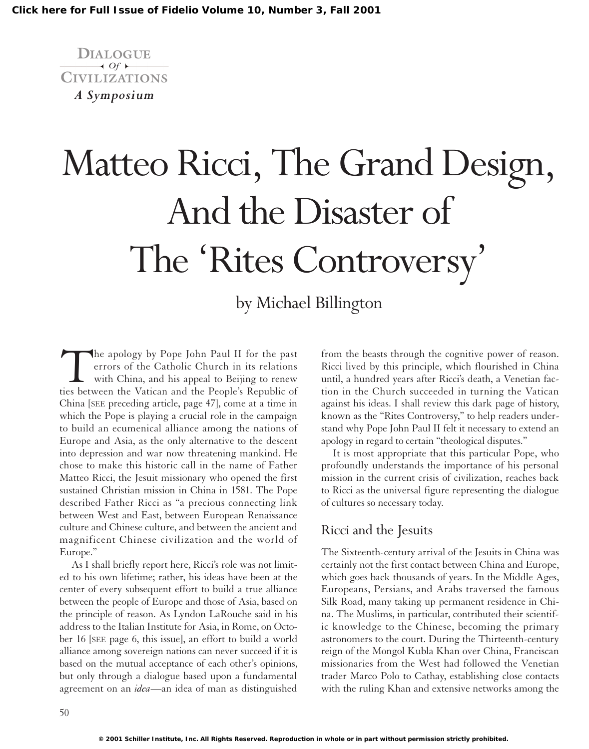Dialogue of Civilizations

*A Symposium*

# Matteo Ricci, The Grand Design, And the Disaster of The 'Rites Controversy'

by Michael Billington

The apology by Pope John Paul II for the past errors of the Catholic Church in its relations with China, and his appeal to Beijing to renew ties between the Vatican and the People's Republic of China [SEE preceding article, page 47], come at a time in which the Pope is playing a crucial role in the campaign to build an ecumenical alliance among the nations of Europe and Asia, as the only alternative to the descent into depression and war now threatening mankind. He chose to make this historic call in the name of Father Matteo Ricci, the Jesuit missionary who opened the first sustained Christian mission in China in 1581. The Pope described Father Ricci as "a precious connecting link between West and East, between European Renaissance culture and Chinese culture, and between the ancient and magnificent Chinese civilization and the world of Europe."

As I shall briefly report here, Ricci's role was not limited to his own lifetime; rather, his ideas have been at the center of every subsequent effort to build a true alliance between the people of Europe and those of Asia, based on the principle of reason. As Lyndon LaRouche said in his address to the Italian Institute for Asia, in Rome, on October 16 [SEE page 6, this issue], an effort to build a world alliance among sovereign nations can never succeed if it is based on the mutual acceptance of each other's opinions, but only through a dialogue based upon a fundamental agreement on an *idea*—an idea of man as distinguished from the beasts through the cognitive power of reason. Ricci lived by this principle, which flourished in China until, a hundred years after Ricci's death, a Venetian faction in the Church succeeded in turning the Vatican against his ideas. I shall review this dark page of history, known as the "Rites Controversy," to help readers understand why Pope John Paul II felt it necessary to extend an apology in regard to certain "theological disputes."

It is most appropriate that this particular Pope, who profoundly understands the importance of his personal mission in the current crisis of civilization, reaches back to Ricci as the universal figure representing the dialogue of cultures so necessary today.

## Ricci and the Jesuits

The Sixteenth-century arrival of the Jesuits in China was certainly not the first contact between China and Europe, which goes back thousands of years. In the Middle Ages, Europeans, Persians, and Arabs traversed the famous Silk Road, many taking up permanent residence in China. The Muslims, in particular, contributed their scientific knowledge to the Chinese, becoming the primary astronomers to the court. During the Thirteenth-century reign of the Mongol Kubla Khan over China, Franciscan missionaries from the West had followed the Venetian trader Marco Polo to Cathay, establishing close contacts with the ruling Khan and extensive networks among the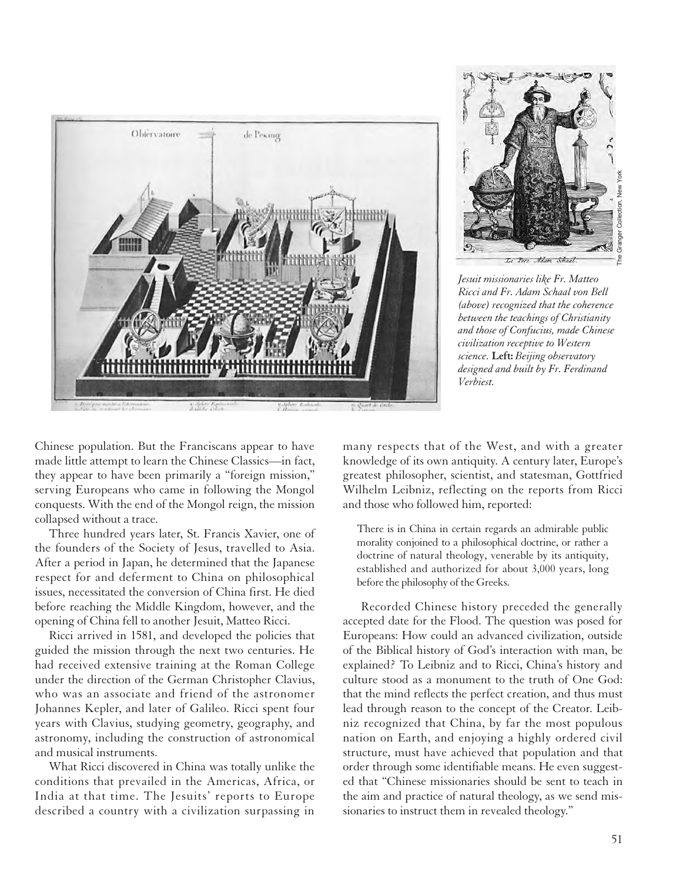*Jesuit missionaries like Fr. Matteo Ricci and Fr. Adam Schaal von Bell (above) recognized that the coherence between the teachings of Christianity and those of Confucius, made Chinese civilization receptive to Western science.* **Left:** *Beijing observatory designed and built by Fr. Ferdinand Verbiest.*

Chinese population. But the Franciscans appear to have made little attempt to learn the Chinese Classics—in fact, they appear to have been primarily a "foreign mission," serving Europeans who came in following the Mongol conquests. With the end of the Mongol reign, the mission collapsed without a trace.

Three hundred years later, St. Francis Xavier, one of the founders of the Society of Jesus, travelled to Asia. After a period in Japan, he determined that the Japanese respect for and deferment to China on philosophical issues, necessitated the conversion of China first. He died before reaching the Middle Kingdom, however, and the opening of China fell to another Jesuit, Matteo Ricci.

Ricci arrived in 1581, and developed the policies that guided the mission through the next two centuries. He had received extensive training at the Roman College under the direction of the German Christopher Clavius, who was an associate and friend of the astronomer Johannes Kepler, and later of Galileo. Ricci spent four years with Clavius, studying geometry, geography, and astronomy, including the construction of astronomical and musical instruments.

What Ricci discovered in China was totally unlike the conditions that prevailed in the Americas, Africa, or India at that time. The Jesuits' reports to Europe described a country with a civilization surpassing in many respects that of the West, and with a greater knowledge of its own antiquity. A century later, Europe's greatest philosopher, scientist, and statesman, Gottfried Wilhelm Leibniz, reflecting on the reports from Ricci and those who followed him, reported:

> There is in China in certain regards an admirable public morality conjoined to a philosophical doctrine, or rather a doctrine of natural theology, venerable by its antiquity, established and authorized for about 3,000 years, long before the philosophy of the Greeks.

Recorded Chinese history preceded the generally accepted date for the Flood. The question was posed for Europeans: How could an advanced civilization, outside of the Biblical history of God's interaction with man, be explained? To Leibniz and to Ricci, China's history and culture stood as a monument to the truth of One God: that the mind reflects the perfect creation, and thus must lead through reason to the concept of the Creator. Leibniz recognized that China, by far the most populous nation on Earth, and enjoying a highly ordered civil structure, must have achieved that population and that order through some identifiable means. He even suggested that "Chinese missionaries should be sent to teach in the aim and practice of natural theology, as we send missionaries to instruct them in revealed theology."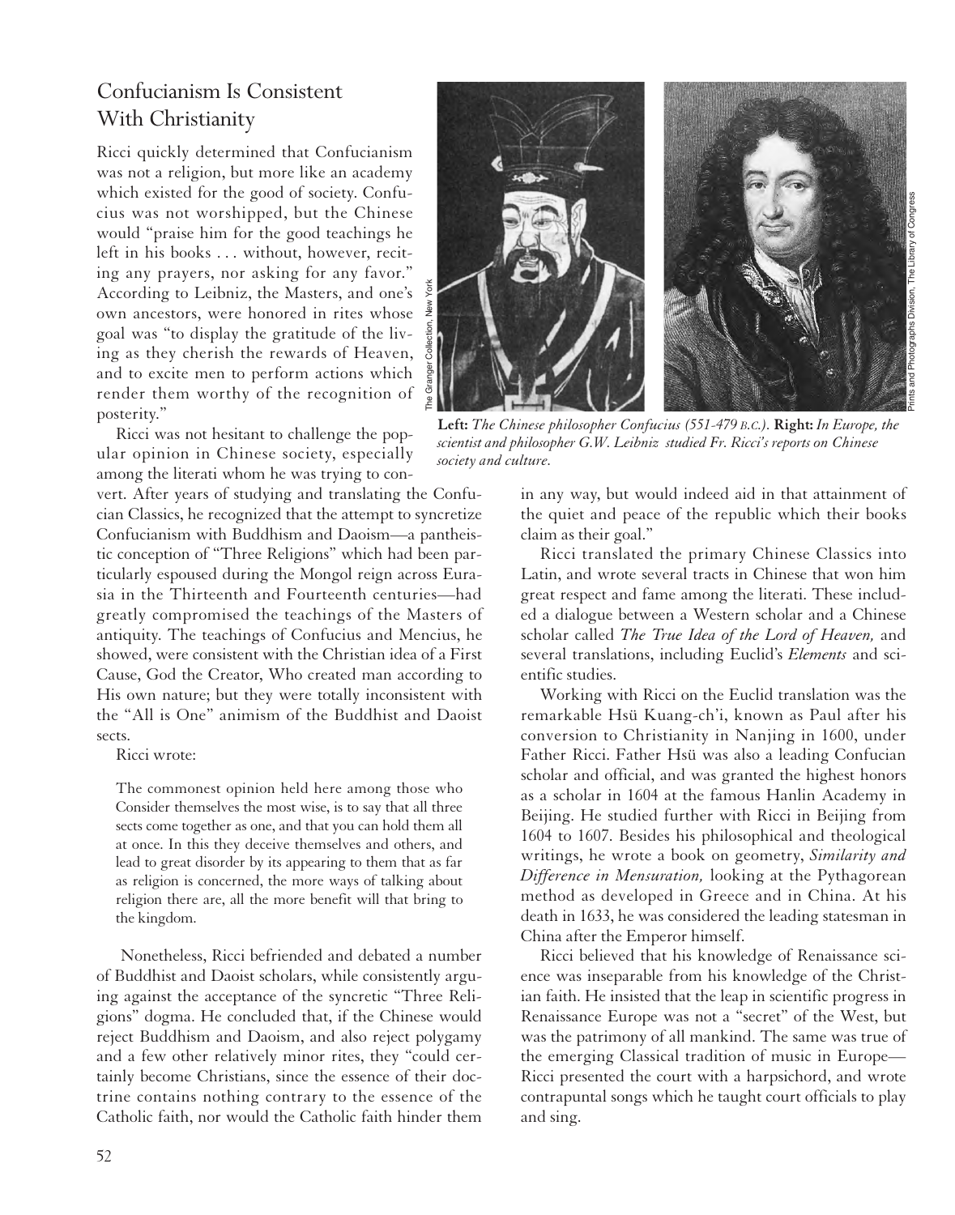## Confucianism Is Consistent With Christianity

Ricci quickly determined that Confucianism was not a religion, but more like an academy which existed for the good of society. Confucius was not worshipped, but the Chinese would "praise him for the good teachings he left in his books . . . without, however, reciting any prayers, nor asking for any favor." According to Leibniz, the Masters, and one's own ancestors, were honored in rites whose goal was "to display the gratitude of the living as they cherish the rewards of Heaven, and to excite men to perform actions which render them worthy of the recognition of posterity."

Ricci was not hesitant to challenge the popular opinion in Chinese society, especially among the literati whom he was trying to convert. After years of studying and translating the Confucian Classics, he recognized that the attempt to syncretize Confucianism with Buddhism and Daoism—a pantheistic conception of "Three Religions" which had been particularly espoused during the Mongol reign across Eurasia in the Thirteenth and Fourteenth centuries—had greatly compromised the teachings of the Masters of antiquity. The teachings of Confucius and Mencius, he showed, were consistent with the Christian idea of a First Cause, God the Creator, Who created man according to His own nature; but they were totally inconsistent with the "All is One" animism of the Buddhist and Daoist sects.

Ricci wrote:

> The commonest opinion held here among those who Consider themselves the most wise, is to say that all three sects come together as one, and that you can hold them all at once. In this they deceive themselves and others, and lead to great disorder by its appearing to them that as far as religion is concerned, the more ways of talking about religion there are, all the more benefit will that bring to the kingdom.

Nonetheless, Ricci befriended and debated a number of Buddhist and Daoist scholars, while consistently arguing against the acceptance of the syncretic "Three Religions" dogma. He concluded that, if the Chinese would reject Buddhism and Daoism, and also reject polygamy and a few other relatively minor rites, they "could certainly become Christians, since the essence of their doctrine contains nothing contrary to the essence of the Catholic faith, nor would the Catholic faith hinder them in any way, but would indeed aid in that attainment of the quiet and peace of the republic which their books claim as their goal."

**Left:** *The Chinese philosopher Confucius (551-479 B.C.).* **Right:** *In Europe, the scientist and philosopher G.W. Leibniz studied Fr. Ricci's reports on Chinese society and culture.*

Ricci translated the primary Chinese Classics into Latin, and wrote several tracts in Chinese that won him great respect and fame among the literati. These included a dialogue between a Western scholar and a Chinese scholar called *The True Idea of the Lord of Heaven,* and several translations, including Euclid's *Elements* and scientific studies.

Working with Ricci on the Euclid translation was the remarkable Hsü Kuang-ch'i, known as Paul after his conversion to Christianity in Nanjing in 1600, under Father Ricci. Father Hsü was also a leading Confucian scholar and official, and was granted the highest honors as a scholar in 1604 at the famous Hanlin Academy in Beijing. He studied further with Ricci in Beijing from 1604 to 1607. Besides his philosophical and theological writings, he wrote a book on geometry, *Similarity and Difference in Mensuration,* looking at the Pythagorean method as developed in Greece and in China. At his death in 1633, he was considered the leading statesman in China after the Emperor himself.

Ricci believed that his knowledge of Renaissance science was inseparable from his knowledge of the Christian faith. He insisted that the leap in scientific progress in Renaissance Europe was not a "secret" of the West, but was the patrimony of all mankind. The same was true of the emerging Classical tradition of music in Europe—Ricci presented the court with a harpsichord, and wrote contrapuntal songs which he taught court officials to play and sing.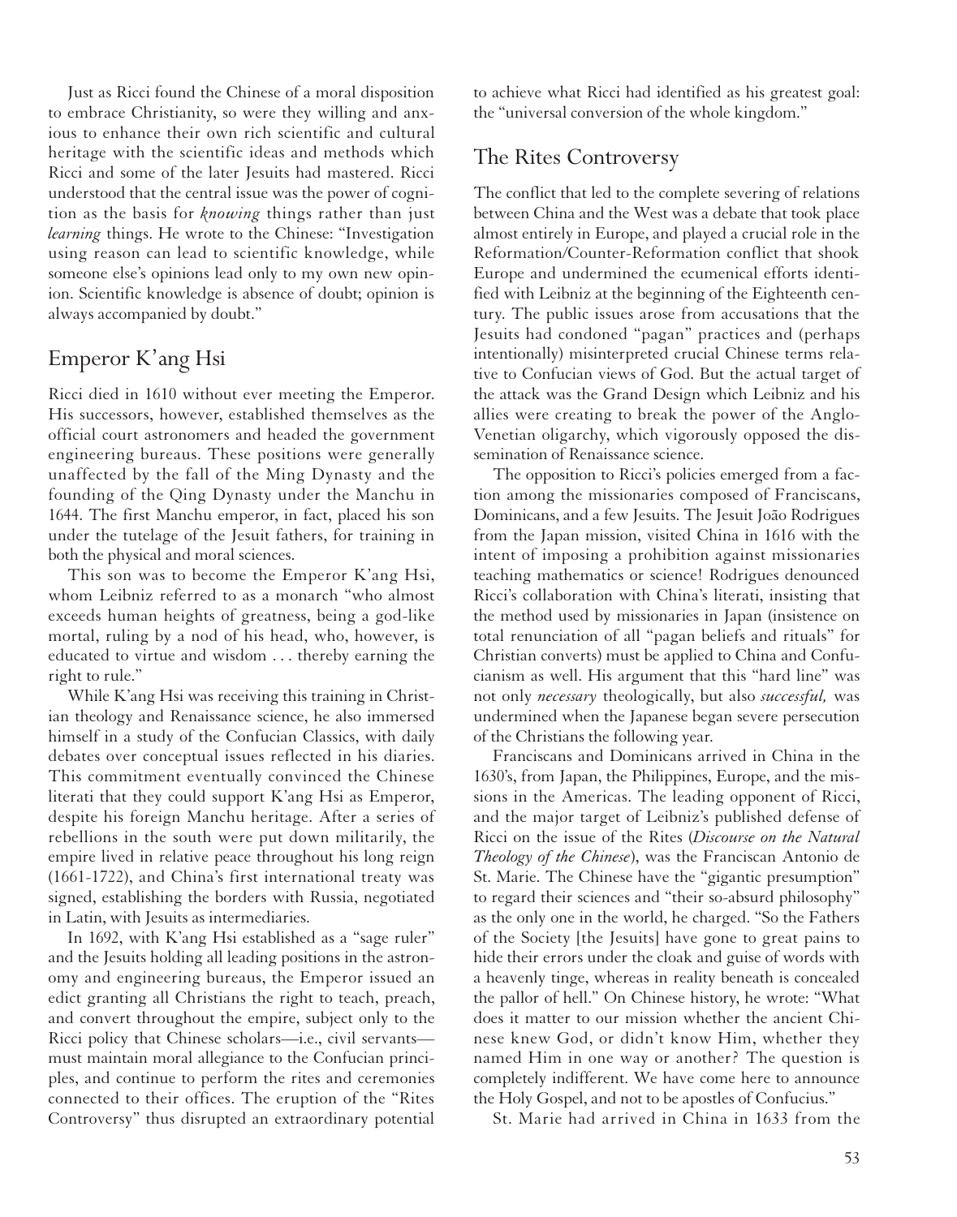Just as Ricci found the Chinese of a moral disposition to embrace Christianity, so were they willing and anxious to enhance their own rich scientific and cultural heritage with the scientific ideas and methods which Ricci and some of the later Jesuits had mastered. Ricci understood that the central issue was the power of cognition as the basis for *knowing* things rather than just *learning* things. He wrote to the Chinese: "Investigation using reason can lead to scientific knowledge, while someone else's opinions lead only to my own new opinion. Scientific knowledge is absence of doubt; opinion is always accompanied by doubt."

## Emperor K'ang Hsi

Ricci died in 1610 without ever meeting the Emperor. His successors, however, established themselves as the official court astronomers and headed the government engineering bureaus. These positions were generally unaffected by the fall of the Ming Dynasty and the founding of the Qing Dynasty under the Manchu in 1644. The first Manchu emperor, in fact, placed his son under the tutelage of the Jesuit fathers, for training in both the physical and moral sciences.

This son was to become the Emperor K'ang Hsi, whom Leibniz referred to as a monarch "who almost exceeds human heights of greatness, being a god-like mortal, ruling by a nod of his head, who, however, is educated to virtue and wisdom . . . thereby earning the right to rule."

While K'ang Hsi was receiving this training in Christian theology and Renaissance science, he also immersed himself in a study of the Confucian Classics, with daily debates over conceptual issues reflected in his diaries. This commitment eventually convinced the Chinese literati that they could support K'ang Hsi as Emperor, despite his foreign Manchu heritage. After a series of rebellions in the south were put down militarily, the empire lived in relative peace throughout his long reign (1661-1722), and China's first international treaty was signed, establishing the borders with Russia, negotiated in Latin, with Jesuits as intermediaries.

In 1692, with K'ang Hsi established as a "sage ruler" and the Jesuits holding all leading positions in the astronomy and engineering bureaus, the Emperor issued an edict granting all Christians the right to teach, preach, and convert throughout the empire, subject only to the Ricci policy that Chinese scholars—i.e., civil servants—must maintain moral allegiance to the Confucian principles, and continue to perform the rites and ceremonies connected to their offices. The eruption of the "Rites Controversy" thus disrupted an extraordinary potential to achieve what Ricci had identified as his greatest goal: the "universal conversion of the whole kingdom."

## The Rites Controversy

The conflict that led to the complete severing of relations between China and the West was a debate that took place almost entirely in Europe, and played a crucial role in the Reformation/Counter-Reformation conflict that shook Europe and undermined the ecumenical efforts identified with Leibniz at the beginning of the Eighteenth century. The public issues arose from accusations that the Jesuits had condoned "pagan" practices and (perhaps intentionally) misinterpreted crucial Chinese terms relative to Confucian views of God. But the actual target of the attack was the Grand Design which Leibniz and his allies were creating to break the power of the Anglo-Venetian oligarchy, which vigorously opposed the dissemination of Renaissance science.

The opposition to Ricci's policies emerged from a faction among the missionaries composed of Franciscans, Dominicans, and a few Jesuits. The Jesuit João Rodrigues from the Japan mission, visited China in 1616 with the intent of imposing a prohibition against missionaries teaching mathematics or science! Rodrigues denounced Ricci's collaboration with China's literati, insisting that the method used by missionaries in Japan (insistence on total renunciation of all "pagan beliefs and rituals" for Christian converts) must be applied to China and Confucianism as well. His argument that this "hard line" was not only *necessary* theologically, but also *successful,* was undermined when the Japanese began severe persecution of the Christians the following year.

Franciscans and Dominicans arrived in China in the 1630's, from Japan, the Philippines, Europe, and the missions in the Americas. The leading opponent of Ricci, and the major target of Leibniz's published defense of Ricci on the issue of the Rites (*Discourse on the Natural Theology of the Chinese*), was the Franciscan Antonio de St. Marie. The Chinese have the "gigantic presumption" to regard their sciences and "their so-absurd philosophy" as the only one in the world, he charged. "So the Fathers of the Society [the Jesuits] have gone to great pains to hide their errors under the cloak and guise of words with a heavenly tinge, whereas in reality beneath is concealed the pallor of hell." On Chinese history, he wrote: "What does it matter to our mission whether the ancient Chinese knew God, or didn't know Him, whether they named Him in one way or another? The question is completely indifferent. We have come here to announce the Holy Gospel, and not to be apostles of Confucius."

St. Marie had arrived in China in 1633 from the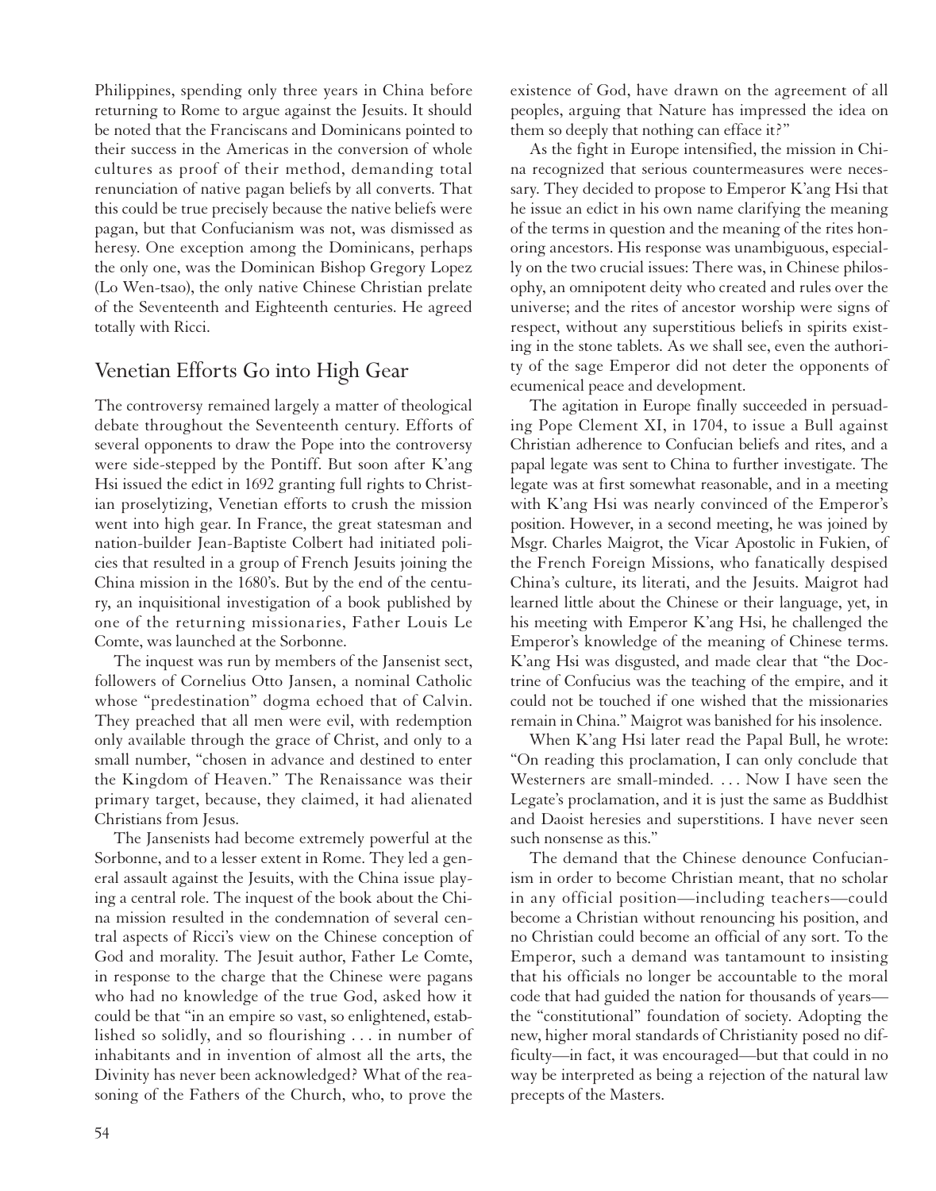Philippines, spending only three years in China before returning to Rome to argue against the Jesuits. It should be noted that the Franciscans and Dominicans pointed to their success in the Americas in the conversion of whole cultures as proof of their method, demanding total renunciation of native pagan beliefs by all converts. That this could be true precisely because the native beliefs were pagan, but that Confucianism was not, was dismissed as heresy. One exception among the Dominicans, perhaps the only one, was the Dominican Bishop Gregory Lopez (Lo Wen-tsao), the only native Chinese Christian prelate of the Seventeenth and Eighteenth centuries. He agreed totally with Ricci.

## Venetian Efforts Go into High Gear

The controversy remained largely a matter of theological debate throughout the Seventeenth century. Efforts of several opponents to draw the Pope into the controversy were side-stepped by the Pontiff. But soon after K'ang Hsi issued the edict in 1692 granting full rights to Christian proselytizing, Venetian efforts to crush the mission went into high gear. In France, the great statesman and nation-builder Jean-Baptiste Colbert had initiated policies that resulted in a group of French Jesuits joining the China mission in the 1680's. But by the end of the century, an inquisitional investigation of a book published by one of the returning missionaries, Father Louis Le Comte, was launched at the Sorbonne.

The inquest was run by members of the Jansenist sect, followers of Cornelius Otto Jansen, a nominal Catholic whose "predestination" dogma echoed that of Calvin. They preached that all men were evil, with redemption only available through the grace of Christ, and only to a small number, "chosen in advance and destined to enter the Kingdom of Heaven." The Renaissance was their primary target, because, they claimed, it had alienated Christians from Jesus.

The Jansenists had become extremely powerful at the Sorbonne, and to a lesser extent in Rome. They led a general assault against the Jesuits, with the China issue playing a central role. The inquest of the book about the China mission resulted in the condemnation of several central aspects of Ricci's view on the Chinese conception of God and morality. The Jesuit author, Father Le Comte, in response to the charge that the Chinese were pagans who had no knowledge of the true God, asked how it could be that "in an empire so vast, so enlightened, established so solidly, and so flourishing . . . in number of inhabitants and in invention of almost all the arts, the Divinity has never been acknowledged? What of the reasoning of the Fathers of the Church, who, to prove the existence of God, have drawn on the agreement of all peoples, arguing that Nature has impressed the idea on them so deeply that nothing can efface it?"

As the fight in Europe intensified, the mission in China recognized that serious countermeasures were necessary. They decided to propose to Emperor K'ang Hsi that he issue an edict in his own name clarifying the meaning of the terms in question and the meaning of the rites honoring ancestors. His response was unambiguous, especially on the two crucial issues: There was, in Chinese philosophy, an omnipotent deity who created and rules over the universe; and the rites of ancestor worship were signs of respect, without any superstitious beliefs in spirits existing in the stone tablets. As we shall see, even the authority of the sage Emperor did not deter the opponents of ecumenical peace and development.

The agitation in Europe finally succeeded in persuading Pope Clement XI, in 1704, to issue a Bull against Christian adherence to Confucian beliefs and rites, and a papal legate was sent to China to further investigate. The legate was at first somewhat reasonable, and in a meeting with K'ang Hsi was nearly convinced of the Emperor's position. However, in a second meeting, he was joined by Msgr. Charles Maigrot, the Vicar Apostolic in Fukien, of the French Foreign Missions, who fanatically despised China's culture, its literati, and the Jesuits. Maigrot had learned little about the Chinese or their language, yet, in his meeting with Emperor K'ang Hsi, he challenged the Emperor's knowledge of the meaning of Chinese terms. K'ang Hsi was disgusted, and made clear that "the Doctrine of Confucius was the teaching of the empire, and it could not be touched if one wished that the missionaries remain in China." Maigrot was banished for his insolence.

When K'ang Hsi later read the Papal Bull, he wrote: "On reading this proclamation, I can only conclude that Westerners are small-minded. . . . Now I have seen the Legate's proclamation, and it is just the same as Buddhist and Daoist heresies and superstitions. I have never seen such nonsense as this."

The demand that the Chinese denounce Confucianism in order to become Christian meant, that no scholar in any official position—including teachers—could become a Christian without renouncing his position, and no Christian could become an official of any sort. To the Emperor, such a demand was tantamount to insisting that his officials no longer be accountable to the moral code that had guided the nation for thousands of years—the "constitutional" foundation of society. Adopting the new, higher moral standards of Christianity posed no difficulty—in fact, it was encouraged—but that could in no way be interpreted as being a rejection of the natural law precepts of the Masters.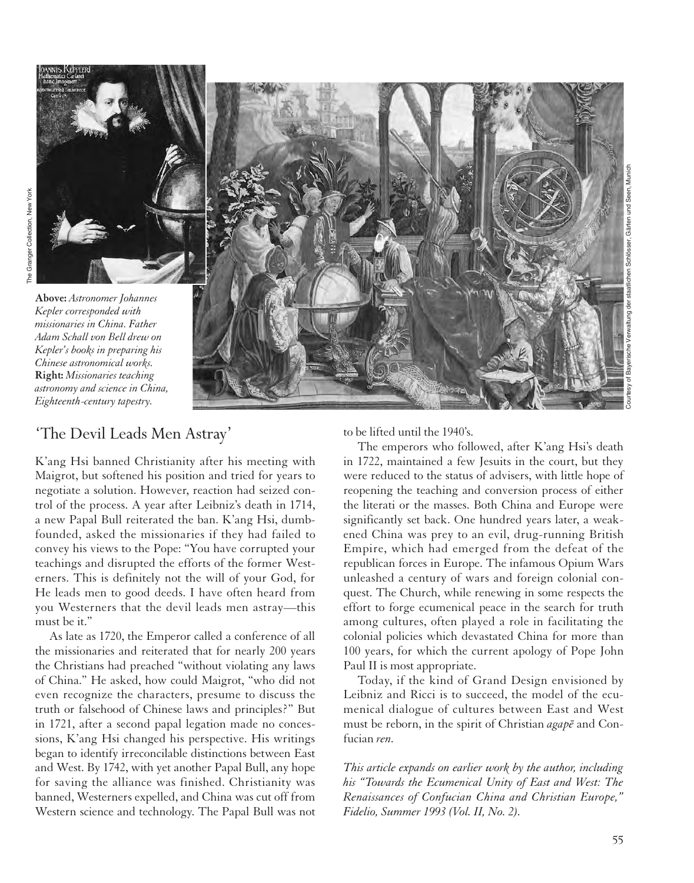**Above:** *Astronomer Johannes Kepler corresponded with missionaries in China. Father Adam Schall von Bell drew on Kepler's books in preparing his Chinese astronomical works.* **Right:** *Missionaries teaching astronomy and science in China, Eighteenth-century tapestry.*

## 'The Devil Leads Men Astray'

K'ang Hsi banned Christianity after his meeting with Maigrot, but softened his position and tried for years to negotiate a solution. However, reaction had seized control of the process. A year after Leibniz's death in 1714, a new Papal Bull reiterated the ban. K'ang Hsi, dumbfounded, asked the missionaries if they had failed to convey his views to the Pope: "You have corrupted your teachings and disrupted the efforts of the former Westerners. This is definitely not the will of your God, for He leads men to good deeds. I have often heard from you Westerners that the devil leads men astray—this must be it."

As late as 1720, the Emperor called a conference of all the missionaries and reiterated that for nearly 200 years the Christians had preached "without violating any laws of China." He asked, how could Maigrot, "who did not even recognize the characters, presume to discuss the truth or falsehood of Chinese laws and principles?" But in 1721, after a second papal legation made no concessions, K'ang Hsi changed his perspective. His writings began to identify irreconcilable distinctions between East and West. By 1742, with yet another Papal Bull, any hope for saving the alliance was finished. Christianity was banned, Westerners expelled, and China was cut off from Western science and technology. The Papal Bull was not to be lifted until the 1940's.

The emperors who followed, after K'ang Hsi's death in 1722, maintained a few Jesuits in the court, but they were reduced to the status of advisers, with little hope of reopening the teaching and conversion process of either the literati or the masses. Both China and Europe were significantly set back. One hundred years later, a weakened China was prey to an evil, drug-running British Empire, which had emerged from the defeat of the republican forces in Europe. The infamous Opium Wars unleashed a century of wars and foreign colonial conquest. The Church, while renewing in some respects the effort to forge ecumenical peace in the search for truth among cultures, often played a role in facilitating the colonial policies which devastated China for more than 100 years, for which the current apology of Pope John Paul II is most appropriate.

Today, if the kind of Grand Design envisioned by Leibniz and Ricci is to succeed, the model of the ecumenical dialogue of cultures between East and West must be reborn, in the spirit of Christian *agapē* and Confucian *ren*.

*This article expands on earlier work by the author, including his "Towards the Ecumenical Unity of East and West: The Renaissances of Confucian China and Christian Europe," Fidelio, Summer 1993 (Vol. II, No. 2).*